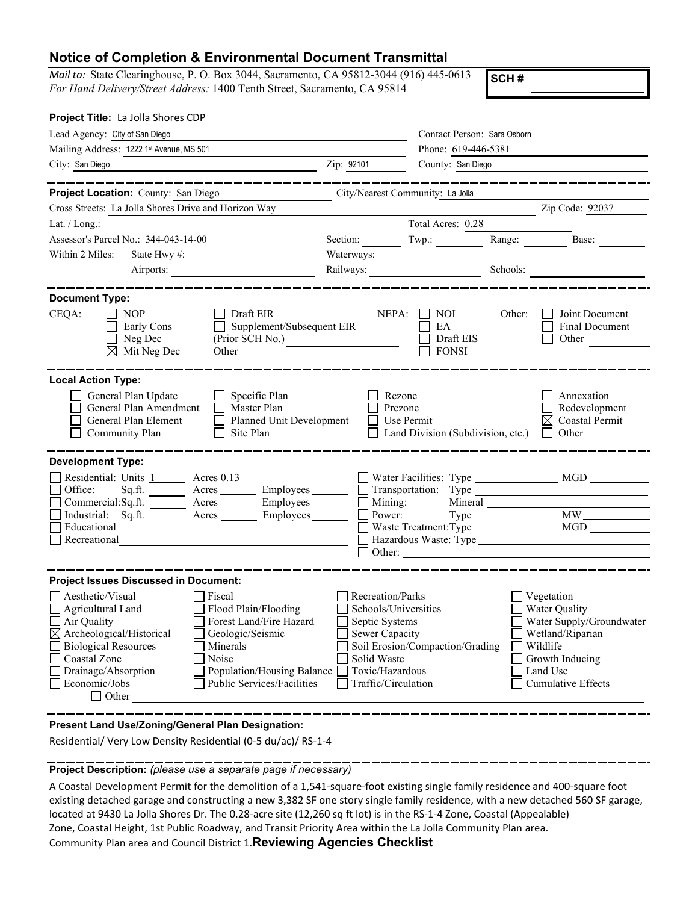## Notice of Completion & Environmental Document Transmittal

*Mail to:* State Clearinghouse, P. O. Box 3044, Sacramento, CA 95812-3044 (916) 445-0613
*For Hand Delivery/Street Address:* 1400 Tenth Street, Sacramento, CA 95814

**SCH #**

**Project Title:** La Jolla Shores CDP

Lead Agency: City of San Diego
Contact Person: Sara Osborn
Mailing Address: 1222 1st Avenue, MS 501
Phone: 619-446-5381
City: San Diego
Zip: 92101
County: San Diego

---

**Project Location:** County: San Diego
City/Nearest Community: La Jolla
Cross Streets: La Jolla Shores Drive and Horizon Way
Zip Code: 92037
Lat. / Long.:
Total Acres: 0.28
Assessor's Parcel No.: 344-043-14-00
Section: Twp.: Range: Base:
Within 2 Miles: State Hwy #:
Waterways:
Airports:
Railways:
Schools:

---

**Document Type:**

CEQA: ☐ NOP ☐ Early Cons ☐ Neg Dec ☒ Mit Neg Dec ☐ Draft EIR ☐ Supplement/Subsequent EIR (Prior SCH No.) Other

NEPA: ☐ NOI ☐ EA ☐ Draft EIS ☐ FONSI

Other: ☐ Joint Document ☐ Final Document ☐ Other

---

**Local Action Type:**

☐ General Plan Update ☐ General Plan Amendment ☐ General Plan Element ☐ Community Plan ☐ Specific Plan ☐ Master Plan ☐ Planned Unit Development ☐ Site Plan ☐ Rezone ☐ Prezone ☐ Use Permit ☐ Land Division (Subdivision, etc.) ☐ Annexation ☐ Redevelopment ☒ Coastal Permit ☐ Other

---

**Development Type:**

☐ Residential: Units 1 Acres 0.13
☐ Office: Sq.ft. Acres Employees
☐ Commercial: Sq.ft. Acres Employees
☐ Industrial: Sq.ft. Acres Employees
☐ Educational
☐ Recreational
☐ Water Facilities: Type MGD
☐ Transportation: Type
☐ Mining: Mineral
☐ Power: Type MW
☐ Waste Treatment: Type MGD
☐ Hazardous Waste: Type
☐ Other:

---

**Project Issues Discussed in Document:**

☐ Aesthetic/Visual ☐ Agricultural Land ☐ Air Quality ☒ Archeological/Historical ☐ Biological Resources ☐ Coastal Zone ☐ Drainage/Absorption ☐ Economic/Jobs ☐ Fiscal ☐ Flood Plain/Flooding ☐ Forest Land/Fire Hazard ☐ Geologic/Seismic ☐ Minerals ☐ Noise ☐ Population/Housing Balance ☐ Public Services/Facilities ☐ Recreation/Parks ☐ Schools/Universities ☐ Septic Systems ☐ Sewer Capacity ☐ Soil Erosion/Compaction/Grading ☐ Solid Waste ☐ Toxic/Hazardous ☐ Traffic/Circulation ☐ Vegetation ☐ Water Quality ☐ Water Supply/Groundwater ☐ Wetland/Riparian ☐ Wildlife ☐ Growth Inducing ☐ Land Use ☐ Cumulative Effects ☐ Other

---

**Present Land Use/Zoning/General Plan Designation:**

Residential/ Very Low Density Residential (0-5 du/ac)/ RS-1-4

---

**Project Description:** *(please use a separate page if necessary)*

A Coastal Development Permit for the demolition of a 1,541-square-foot existing single family residence and 400-square foot existing detached garage and constructing a new 3,382 SF one story single family residence, with a new detached 560 SF garage, located at 9430 La Jolla Shores Dr. The 0.28-acre site (12,260 sq ft lot) is in the RS-1-4 Zone, Coastal (Appealable) Zone, Coastal Height, 1st Public Roadway, and Transit Priority Area within the La Jolla Community Plan area. Community Plan area and Council District 1.

**Reviewing Agencies Checklist**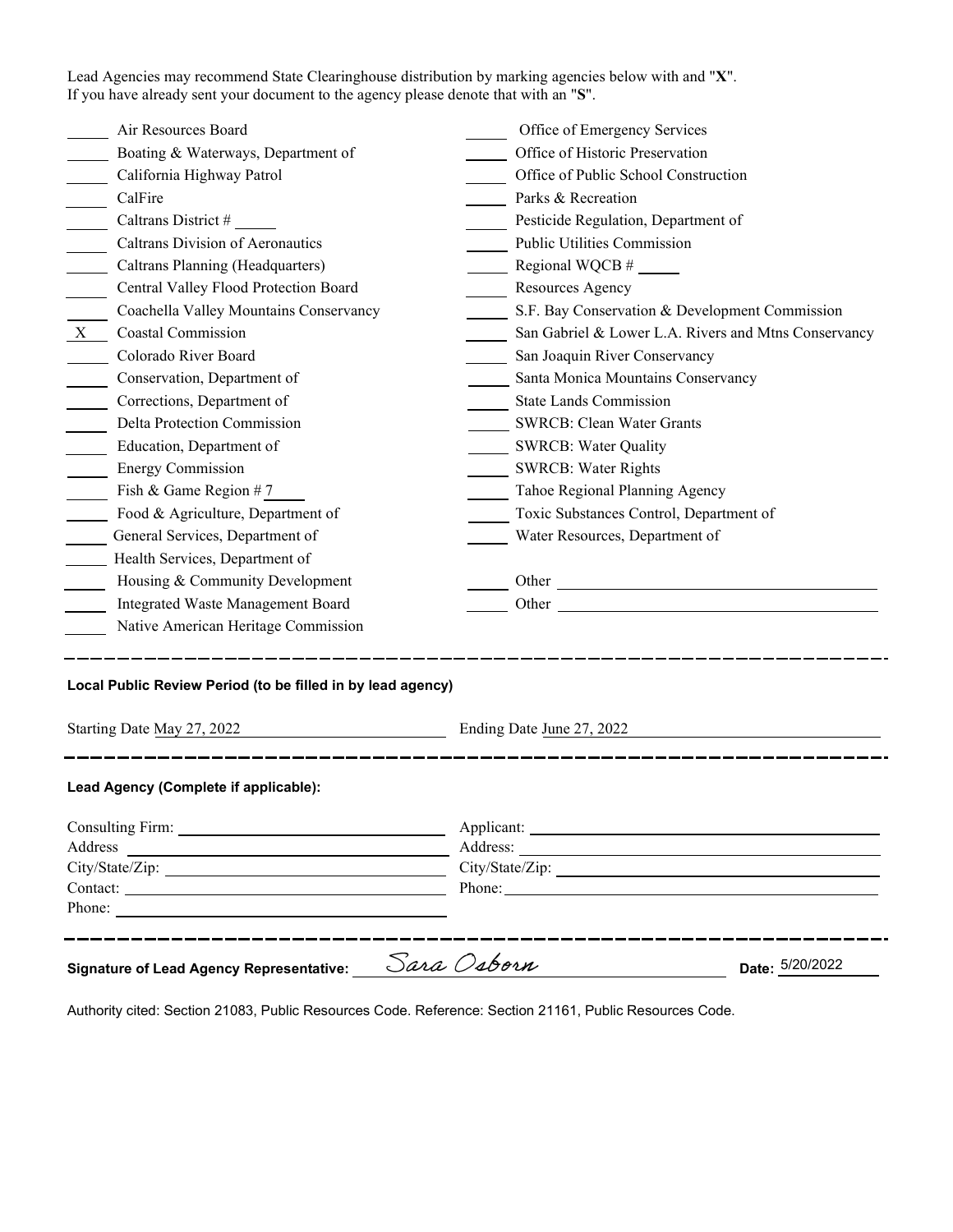Lead Agencies may recommend State Clearinghouse distribution by marking agencies below with and "**X**".
If you have already sent your document to the agency please denote that with an "**S**".

| | | | |
|---|---|---|---|
| ____ | Air Resources Board | ____ | Office of Emergency Services |
| ____ | Boating & Waterways, Department of | ____ | Office of Historic Preservation |
| ____ | California Highway Patrol | ____ | Office of Public School Construction |
| ____ | CalFire | ____ | Parks & Recreation |
| ____ | Caltrans District # ____ | ____ | Pesticide Regulation, Department of |
| ____ | Caltrans Division of Aeronautics | ____ | Public Utilities Commission |
| ____ | Caltrans Planning (Headquarters) | ____ | Regional WQCB # ____ |
| ____ | Central Valley Flood Protection Board | ____ | Resources Agency |
| ____ | Coachella Valley Mountains Conservancy | ____ | S.F. Bay Conservation & Development Commission |
| X | Coastal Commission | ____ | San Gabriel & Lower L.A. Rivers and Mtns Conservancy |
| ____ | Colorado River Board | ____ | San Joaquin River Conservancy |
| ____ | Conservation, Department of | ____ | Santa Monica Mountains Conservancy |
| ____ | Corrections, Department of | ____ | State Lands Commission |
| ____ | Delta Protection Commission | ____ | SWRCB: Clean Water Grants |
| ____ | Education, Department of | ____ | SWRCB: Water Quality |
| ____ | Energy Commission | ____ | SWRCB: Water Rights |
| ____ | Fish & Game Region # 7 | ____ | Tahoe Regional Planning Agency |
| ____ | Food & Agriculture, Department of | ____ | Toxic Substances Control, Department of |
| ____ | General Services, Department of | ____ | Water Resources, Department of |
| ____ | Health Services, Department of | | |
| ____ | Housing & Community Development | ____ | Other ____ |
| ____ | Integrated Waste Management Board | ____ | Other ____ |
| ____ | Native American Heritage Commission | | |

---

**Local Public Review Period (to be filled in by lead agency)**

Starting Date May 27, 2022　　　　Ending Date June 27, 2022

---

**Lead Agency (Complete if applicable):**

| | |
|---|---|
| Consulting Firm: | Applicant: |
| Address | Address: |
| City/State/Zip: | City/State/Zip: |
| Contact: | Phone: |
| Phone: | |

---

**Signature of Lead Agency Representative:** Sara Osborn　　**Date:** 5/20/2022

Authority cited: Section 21083, Public Resources Code. Reference: Section 21161, Public Resources Code.